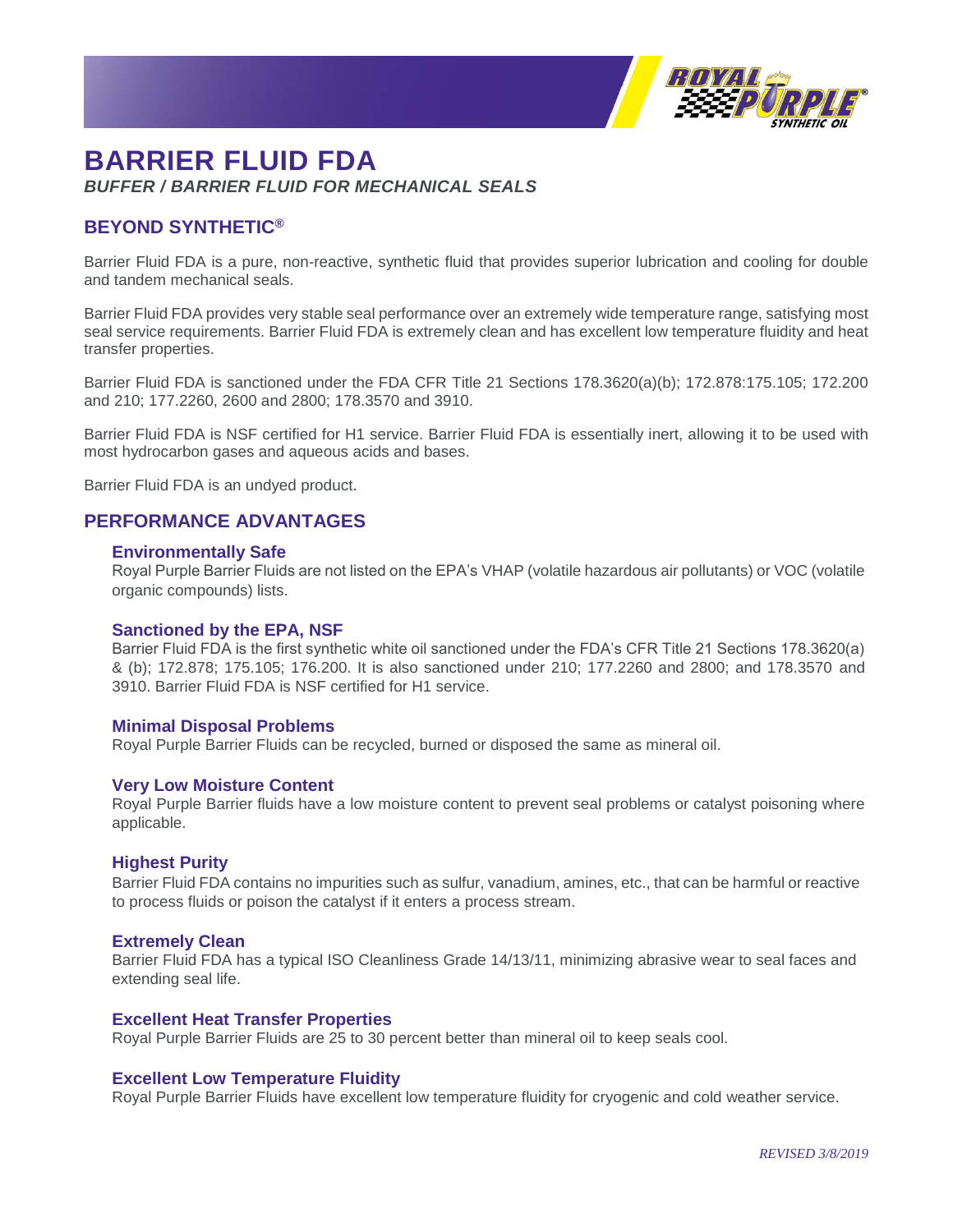# BARRIER FLUID FDA

***BUFFER / BARRIER FLUID FOR MECHANICAL SEALS***

## BEYOND SYNTHETIC®

Barrier Fluid FDA is a pure, non-reactive, synthetic fluid that provides superior lubrication and cooling for double and tandem mechanical seals.

Barrier Fluid FDA provides very stable seal performance over an extremely wide temperature range, satisfying most seal service requirements. Barrier Fluid FDA is extremely clean and has excellent low temperature fluidity and heat transfer properties.

Barrier Fluid FDA is sanctioned under the FDA CFR Title 21 Sections 178.3620(a)(b); 172.878:175.105; 172.200 and 210; 177.2260, 2600 and 2800; 178.3570 and 3910.

Barrier Fluid FDA is NSF certified for H1 service. Barrier Fluid FDA is essentially inert, allowing it to be used with most hydrocarbon gases and aqueous acids and bases.

Barrier Fluid FDA is an undyed product.

## PERFORMANCE ADVANTAGES

### Environmentally Safe

Royal Purple Barrier Fluids are not listed on the EPA's VHAP (volatile hazardous air pollutants) or VOC (volatile organic compounds) lists.

### Sanctioned by the EPA, NSF

Barrier Fluid FDA is the first synthetic white oil sanctioned under the FDA's CFR Title 21 Sections 178.3620(a) & (b); 172.878; 175.105; 176.200. It is also sanctioned under 210; 177.2260 and 2800; and 178.3570 and 3910. Barrier Fluid FDA is NSF certified for H1 service.

### Minimal Disposal Problems

Royal Purple Barrier Fluids can be recycled, burned or disposed the same as mineral oil.

### Very Low Moisture Content

Royal Purple Barrier fluids have a low moisture content to prevent seal problems or catalyst poisoning where applicable.

### Highest Purity

Barrier Fluid FDA contains no impurities such as sulfur, vanadium, amines, etc., that can be harmful or reactive to process fluids or poison the catalyst if it enters a process stream.

### Extremely Clean

Barrier Fluid FDA has a typical ISO Cleanliness Grade 14/13/11, minimizing abrasive wear to seal faces and extending seal life.

### Excellent Heat Transfer Properties

Royal Purple Barrier Fluids are 25 to 30 percent better than mineral oil to keep seals cool.

### Excellent Low Temperature Fluidity

Royal Purple Barrier Fluids have excellent low temperature fluidity for cryogenic and cold weather service.

*REVISED 3/8/2019*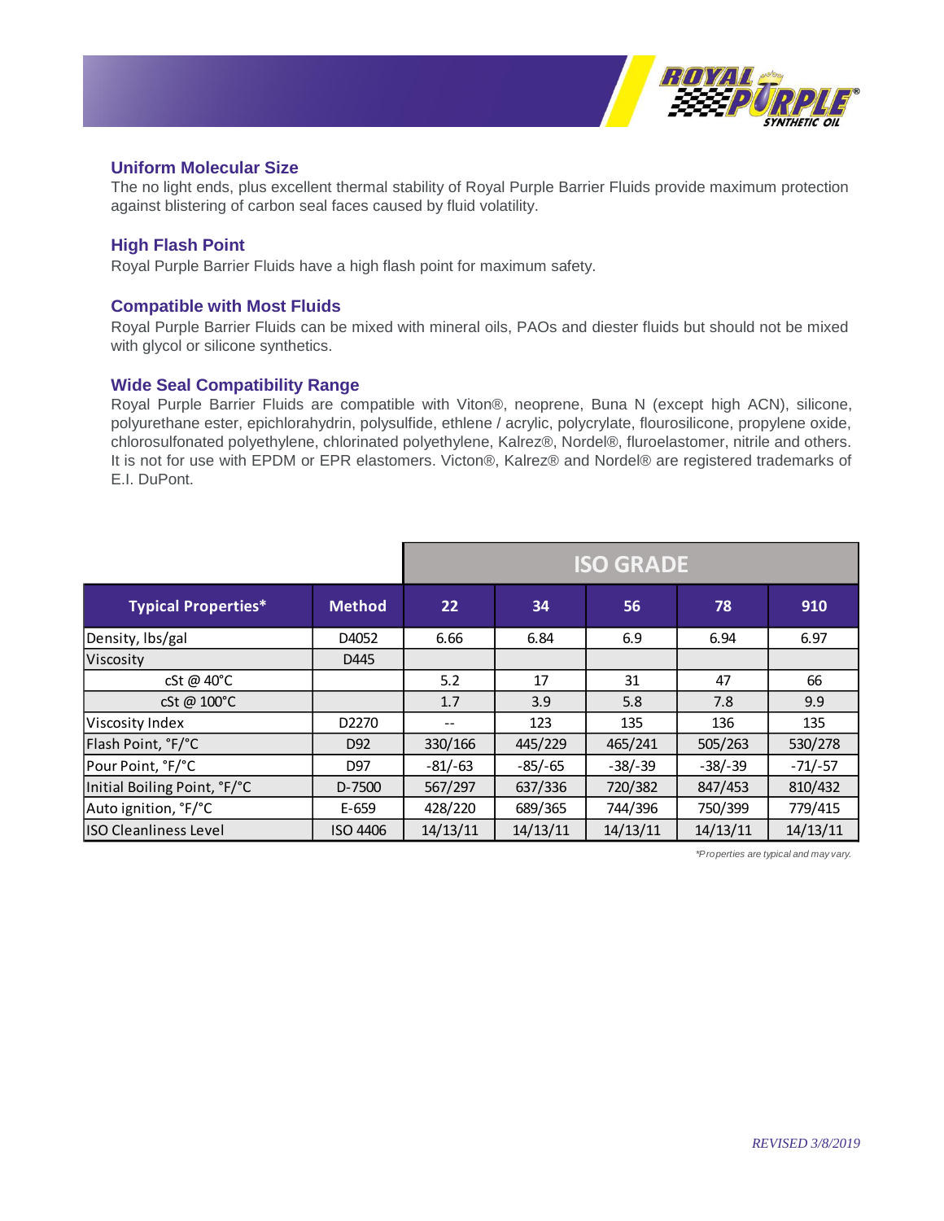### Uniform Molecular Size

The no light ends, plus excellent thermal stability of Royal Purple Barrier Fluids provide maximum protection against blistering of carbon seal faces caused by fluid volatility.

### High Flash Point

Royal Purple Barrier Fluids have a high flash point for maximum safety.

### Compatible with Most Fluids

Royal Purple Barrier Fluids can be mixed with mineral oils, PAOs and diester fluids but should not be mixed with glycol or silicone synthetics.

### Wide Seal Compatibility Range

Royal Purple Barrier Fluids are compatible with Viton®, neoprene, Buna N (except high ACN), silicone, polyurethane ester, epichlorahydrin, polysulfide, ethlene / acrylic, polycrylate, flourosilicone, propylene oxide, chlorosulfonated polyethylene, chlorinated polyethylene, Kalrez®, Nordel®, fluroelastomer, nitrile and others. It is not for use with EPDM or EPR elastomers. Victon®, Kalrez® and Nordel® are registered trademarks of E.I. DuPont.

| | | ISO GRADE | | | | |
|---|---|---|---|---|---|---|
| **Typical Properties*** | **Method** | **22** | **34** | **56** | **78** | **910** |
| Density, lbs/gal | D4052 | 6.66 | 6.84 | 6.9 | 6.94 | 6.97 |
| Viscosity | D445 | | | | | |
| cSt @ 40°C | | 5.2 | 17 | 31 | 47 | 66 |
| cSt @ 100°C | | 1.7 | 3.9 | 5.8 | 7.8 | 9.9 |
| Viscosity Index | D2270 | -- | 123 | 135 | 136 | 135 |
| Flash Point, °F/°C | D92 | 330/166 | 445/229 | 465/241 | 505/263 | 530/278 |
| Pour Point, °F/°C | D97 | -81/-63 | -85/-65 | -38/-39 | -38/-39 | -71/-57 |
| Initial Boiling Point, °F/°C | D-7500 | 567/297 | 637/336 | 720/382 | 847/453 | 810/432 |
| Auto ignition, °F/°C | E-659 | 428/220 | 689/365 | 744/396 | 750/399 | 779/415 |
| ISO Cleanliness Level | ISO 4406 | 14/13/11 | 14/13/11 | 14/13/11 | 14/13/11 | 14/13/11 |

*Properties are typical and may vary.*

*REVISED 3/8/2019*